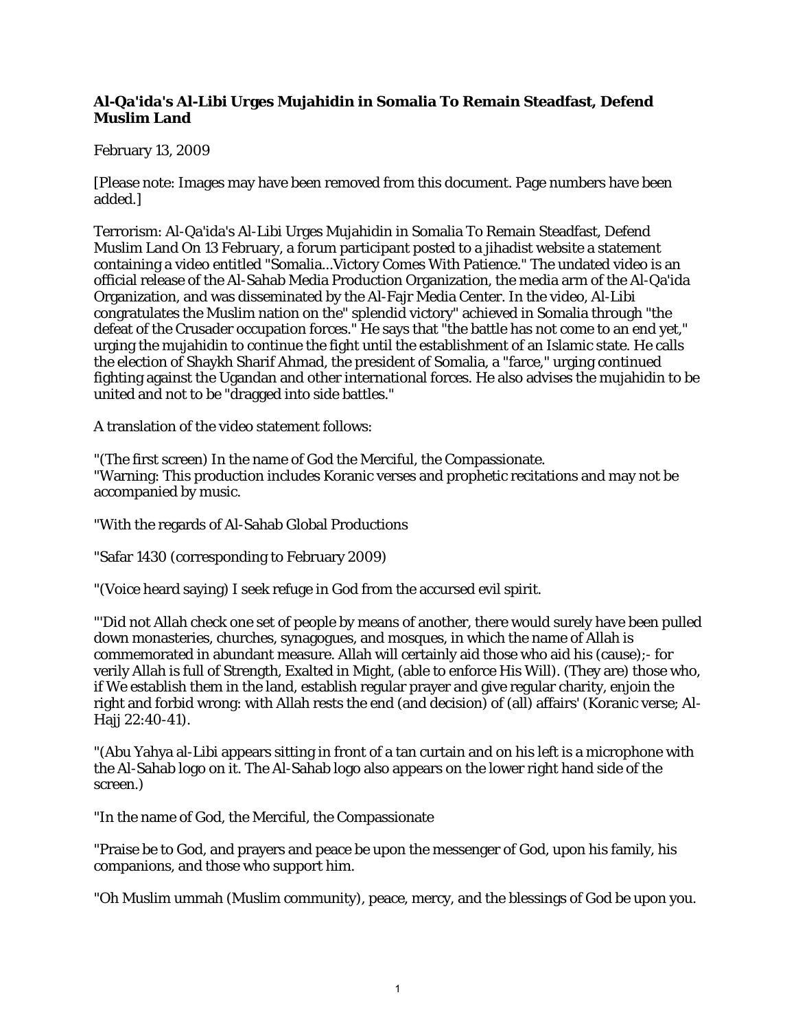**Al-Qa'ida's Al-Libi Urges Mujahidin in Somalia To Remain Steadfast, Defend Muslim Land**

February 13, 2009

[Please note: Images may have been removed from this document. Page numbers have been added.]

Terrorism: Al-Qa'ida's Al-Libi Urges Mujahidin in Somalia To Remain Steadfast, Defend Muslim Land On 13 February, a forum participant posted to a jihadist website a statement containing a video entitled "Somalia...Victory Comes With Patience." The undated video is an official release of the Al-Sahab Media Production Organization, the media arm of the Al-Qa'ida Organization, and was disseminated by the Al-Fajr Media Center. In the video, Al-Libi congratulates the Muslim nation on the" splendid victory" achieved in Somalia through "the defeat of the Crusader occupation forces." He says that "the battle has not come to an end yet," urging the mujahidin to continue the fight until the establishment of an Islamic state. He calls the election of Shaykh Sharif Ahmad, the president of Somalia, a "farce," urging continued fighting against the Ugandan and other international forces. He also advises the mujahidin to be united and not to be "dragged into side battles."

A translation of the video statement follows:

"(The first screen) In the name of God the Merciful, the Compassionate.
"Warning: This production includes Koranic verses and prophetic recitations and may not be accompanied by music.

"With the regards of Al-Sahab Global Productions

"Safar 1430 (corresponding to February 2009)

"(Voice heard saying) I seek refuge in God from the accursed evil spirit.

"'Did not Allah check one set of people by means of another, there would surely have been pulled down monasteries, churches, synagogues, and mosques, in which the name of Allah is commemorated in abundant measure. Allah will certainly aid those who aid his (cause);- for verily Allah is full of Strength, Exalted in Might, (able to enforce His Will). (They are) those who, if We establish them in the land, establish regular prayer and give regular charity, enjoin the right and forbid wrong: with Allah rests the end (and decision) of (all) affairs' (Koranic verse; Al-Hajj 22:40-41).

"(Abu Yahya al-Libi appears sitting in front of a tan curtain and on his left is a microphone with the Al-Sahab logo on it. The Al-Sahab logo also appears on the lower right hand side of the screen.)

"In the name of God, the Merciful, the Compassionate

"Praise be to God, and prayers and peace be upon the messenger of God, upon his family, his companions, and those who support him.

"Oh Muslim ummah (Muslim community), peace, mercy, and the blessings of God be upon you.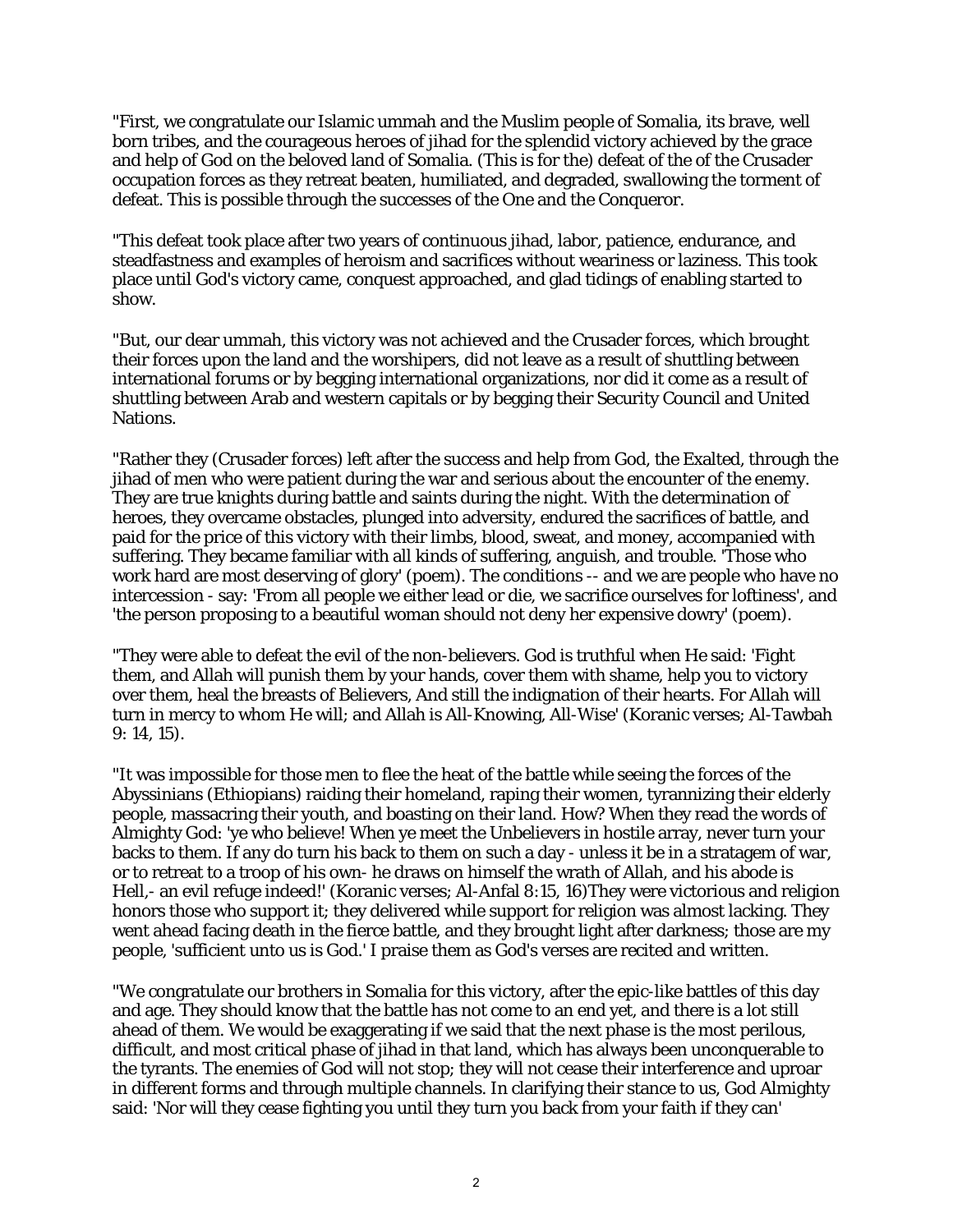"First, we congratulate our Islamic ummah and the Muslim people of Somalia, its brave, well born tribes, and the courageous heroes of jihad for the splendid victory achieved by the grace and help of God on the beloved land of Somalia. (This is for the) defeat of the of the Crusader occupation forces as they retreat beaten, humiliated, and degraded, swallowing the torment of defeat. This is possible through the successes of the One and the Conqueror.

"This defeat took place after two years of continuous jihad, labor, patience, endurance, and steadfastness and examples of heroism and sacrifices without weariness or laziness. This took place until God's victory came, conquest approached, and glad tidings of enabling started to show.

"But, our dear ummah, this victory was not achieved and the Crusader forces, which brought their forces upon the land and the worshipers, did not leave as a result of shuttling between international forums or by begging international organizations, nor did it come as a result of shuttling between Arab and western capitals or by begging their Security Council and United Nations.

"Rather they (Crusader forces) left after the success and help from God, the Exalted, through the jihad of men who were patient during the war and serious about the encounter of the enemy. They are true knights during battle and saints during the night. With the determination of heroes, they overcame obstacles, plunged into adversity, endured the sacrifices of battle, and paid for the price of this victory with their limbs, blood, sweat, and money, accompanied with suffering. They became familiar with all kinds of suffering, anguish, and trouble. 'Those who work hard are most deserving of glory' (poem). The conditions -- and we are people who have no intercession - say: 'From all people we either lead or die, we sacrifice ourselves for loftiness', and 'the person proposing to a beautiful woman should not deny her expensive dowry' (poem).

"They were able to defeat the evil of the non-believers. God is truthful when He said: 'Fight them, and Allah will punish them by your hands, cover them with shame, help you to victory over them, heal the breasts of Believers, And still the indignation of their hearts. For Allah will turn in mercy to whom He will; and Allah is All-Knowing, All-Wise' (Koranic verses; Al-Tawbah 9: 14, 15).

"It was impossible for those men to flee the heat of the battle while seeing the forces of the Abyssinians (Ethiopians) raiding their homeland, raping their women, tyrannizing their elderly people, massacring their youth, and boasting on their land. How? When they read the words of Almighty God: 'ye who believe! When ye meet the Unbelievers in hostile array, never turn your backs to them. If any do turn his back to them on such a day - unless it be in a stratagem of war, or to retreat to a troop of his own- he draws on himself the wrath of Allah, and his abode is Hell,- an evil refuge indeed!' (Koranic verses; Al-Anfal 8:15, 16)They were victorious and religion honors those who support it; they delivered while support for religion was almost lacking. They went ahead facing death in the fierce battle, and they brought light after darkness; those are my people, 'sufficient unto us is God.' I praise them as God's verses are recited and written.

"We congratulate our brothers in Somalia for this victory, after the epic-like battles of this day and age. They should know that the battle has not come to an end yet, and there is a lot still ahead of them. We would be exaggerating if we said that the next phase is the most perilous, difficult, and most critical phase of jihad in that land, which has always been unconquerable to the tyrants. The enemies of God will not stop; they will not cease their interference and uproar in different forms and through multiple channels. In clarifying their stance to us, God Almighty said: 'Nor will they cease fighting you until they turn you back from your faith if they can'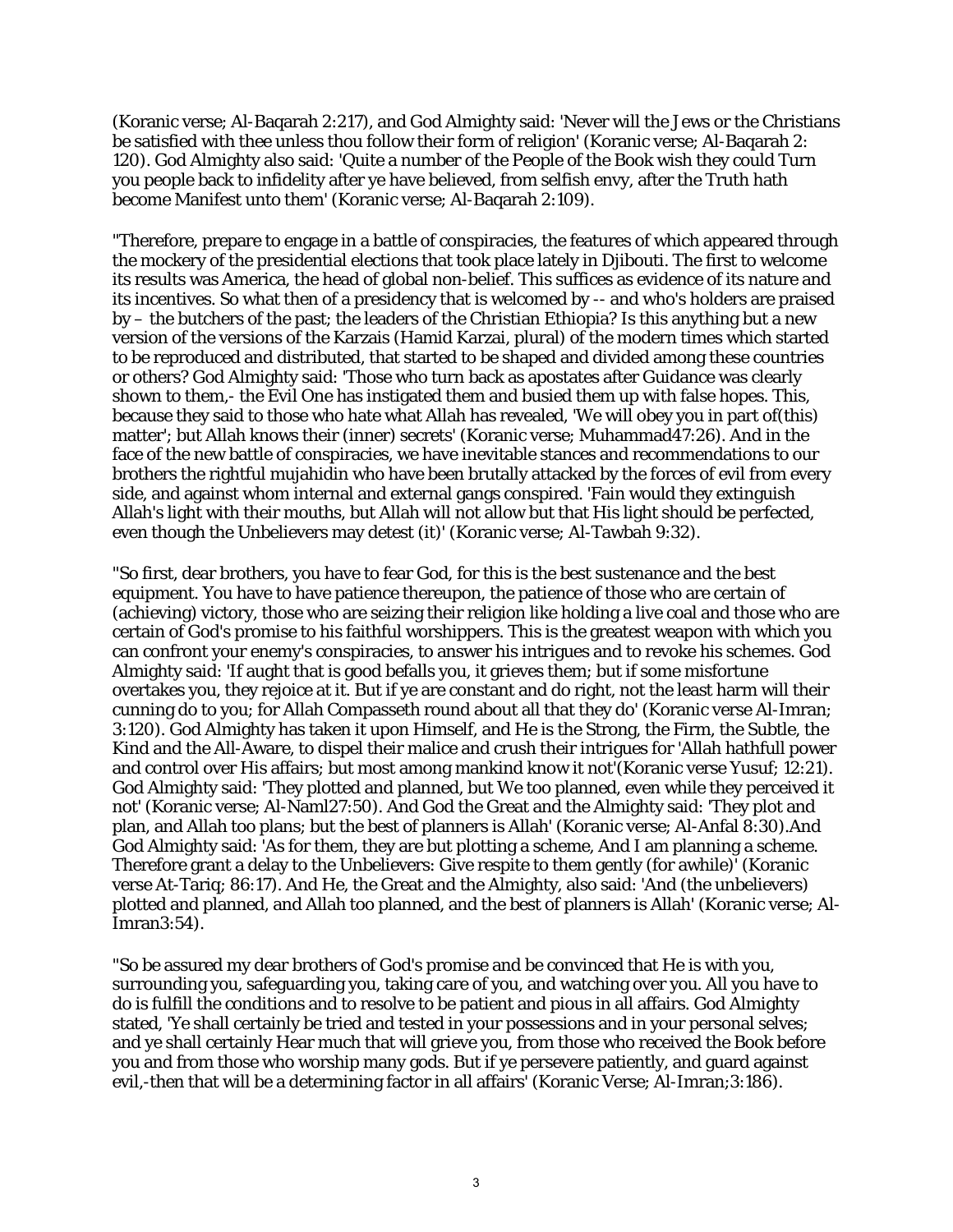(Koranic verse; Al-Baqarah 2:217), and God Almighty said: 'Never will the Jews or the Christians be satisfied with thee unless thou follow their form of religion' (Koranic verse; Al-Baqarah 2: 120). God Almighty also said: 'Quite a number of the People of the Book wish they could Turn you people back to infidelity after ye have believed, from selfish envy, after the Truth hath become Manifest unto them' (Koranic verse; Al-Baqarah 2:109).

"Therefore, prepare to engage in a battle of conspiracies, the features of which appeared through the mockery of the presidential elections that took place lately in Djibouti. The first to welcome its results was America, the head of global non-belief. This suffices as evidence of its nature and its incentives. So what then of a presidency that is welcomed by -- and who's holders are praised by – the butchers of the past; the leaders of the Christian Ethiopia? Is this anything but a new version of the versions of the Karzais (Hamid Karzai, plural) of the modern times which started to be reproduced and distributed, that started to be shaped and divided among these countries or others? God Almighty said: 'Those who turn back as apostates after Guidance was clearly shown to them,- the Evil One has instigated them and busied them up with false hopes. This, because they said to those who hate what Allah has revealed, 'We will obey you in part of(this) matter'; but Allah knows their (inner) secrets' (Koranic verse; Muhammad47:26). And in the face of the new battle of conspiracies, we have inevitable stances and recommendations to our brothers the rightful mujahidin who have been brutally attacked by the forces of evil from every side, and against whom internal and external gangs conspired. 'Fain would they extinguish Allah's light with their mouths, but Allah will not allow but that His light should be perfected, even though the Unbelievers may detest (it)' (Koranic verse; Al-Tawbah 9:32).

"So first, dear brothers, you have to fear God, for this is the best sustenance and the best equipment. You have to have patience thereupon, the patience of those who are certain of (achieving) victory, those who are seizing their religion like holding a live coal and those who are certain of God's promise to his faithful worshippers. This is the greatest weapon with which you can confront your enemy's conspiracies, to answer his intrigues and to revoke his schemes. God Almighty said: 'If aught that is good befalls you, it grieves them; but if some misfortune overtakes you, they rejoice at it. But if ye are constant and do right, not the least harm will their cunning do to you; for Allah Compasseth round about all that they do' (Koranic verse Al-Imran; 3:120). God Almighty has taken it upon Himself, and He is the Strong, the Firm, the Subtle, the Kind and the All-Aware, to dispel their malice and crush their intrigues for 'Allah hathfull power and control over His affairs; but most among mankind know it not'(Koranic verse Yusuf; 12:21). God Almighty said: 'They plotted and planned, but We too planned, even while they perceived it not' (Koranic verse; Al-Naml27:50). And God the Great and the Almighty said: 'They plot and plan, and Allah too plans; but the best of planners is Allah' (Koranic verse; Al-Anfal 8:30).And God Almighty said: 'As for them, they are but plotting a scheme, And I am planning a scheme. Therefore grant a delay to the Unbelievers: Give respite to them gently (for awhile)' (Koranic verse At-Tariq; 86:17). And He, the Great and the Almighty, also said: 'And (the unbelievers) plotted and planned, and Allah too planned, and the best of planners is Allah' (Koranic verse; Al-Imran3:54).

"So be assured my dear brothers of God's promise and be convinced that He is with you, surrounding you, safeguarding you, taking care of you, and watching over you. All you have to do is fulfill the conditions and to resolve to be patient and pious in all affairs. God Almighty stated, 'Ye shall certainly be tried and tested in your possessions and in your personal selves; and ye shall certainly Hear much that will grieve you, from those who received the Book before you and from those who worship many gods. But if ye persevere patiently, and guard against evil,-then that will be a determining factor in all affairs' (Koranic Verse; Al-Imran;3:186).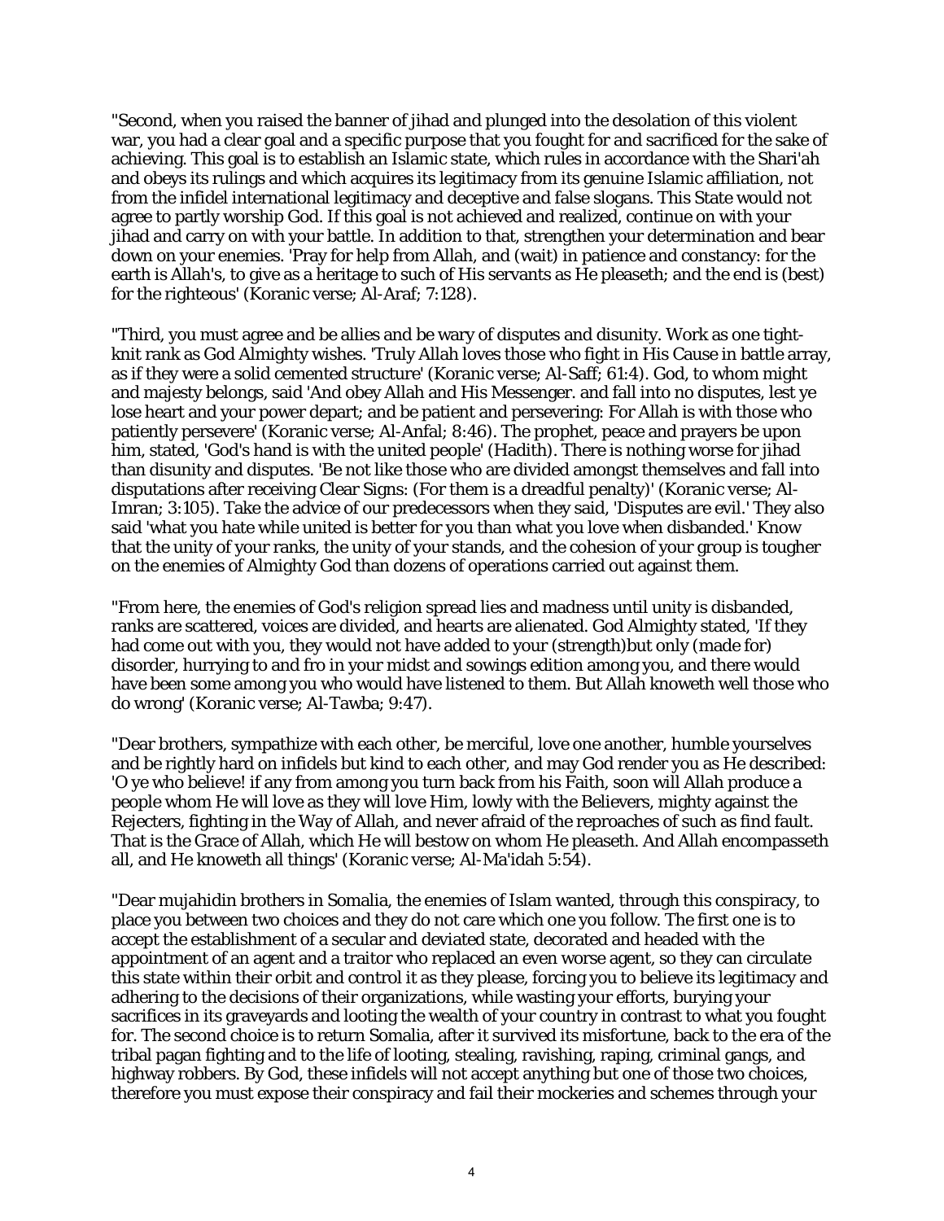"Second, when you raised the banner of jihad and plunged into the desolation of this violent war, you had a clear goal and a specific purpose that you fought for and sacrificed for the sake of achieving. This goal is to establish an Islamic state, which rules in accordance with the Shari'ah and obeys its rulings and which acquires its legitimacy from its genuine Islamic affiliation, not from the infidel international legitimacy and deceptive and false slogans. This State would not agree to partly worship God. If this goal is not achieved and realized, continue on with your jihad and carry on with your battle. In addition to that, strengthen your determination and bear down on your enemies. 'Pray for help from Allah, and (wait) in patience and constancy: for the earth is Allah's, to give as a heritage to such of His servants as He pleaseth; and the end is (best) for the righteous' (Koranic verse; Al-Araf; 7:128).

"Third, you must agree and be allies and be wary of disputes and disunity. Work as one tight-knit rank as God Almighty wishes. 'Truly Allah loves those who fight in His Cause in battle array, as if they were a solid cemented structure' (Koranic verse; Al-Saff; 61:4). God, to whom might and majesty belongs, said 'And obey Allah and His Messenger. and fall into no disputes, lest ye lose heart and your power depart; and be patient and persevering: For Allah is with those who patiently persevere' (Koranic verse; Al-Anfal; 8:46). The prophet, peace and prayers be upon him, stated, 'God's hand is with the united people' (Hadith). There is nothing worse for jihad than disunity and disputes. 'Be not like those who are divided amongst themselves and fall into disputations after receiving Clear Signs: (For them is a dreadful penalty)' (Koranic verse; Al-Imran; 3:105). Take the advice of our predecessors when they said, 'Disputes are evil.' They also said 'what you hate while united is better for you than what you love when disbanded.' Know that the unity of your ranks, the unity of your stands, and the cohesion of your group is tougher on the enemies of Almighty God than dozens of operations carried out against them.

"From here, the enemies of God's religion spread lies and madness until unity is disbanded, ranks are scattered, voices are divided, and hearts are alienated. God Almighty stated, 'If they had come out with you, they would not have added to your (strength)but only (made for) disorder, hurrying to and fro in your midst and sowings edition among you, and there would have been some among you who would have listened to them. But Allah knoweth well those who do wrong' (Koranic verse; Al-Tawba; 9:47).

"Dear brothers, sympathize with each other, be merciful, love one another, humble yourselves and be rightly hard on infidels but kind to each other, and may God render you as He described: 'O ye who believe! if any from among you turn back from his Faith, soon will Allah produce a people whom He will love as they will love Him, lowly with the Believers, mighty against the Rejecters, fighting in the Way of Allah, and never afraid of the reproaches of such as find fault. That is the Grace of Allah, which He will bestow on whom He pleaseth. And Allah encompasseth all, and He knoweth all things' (Koranic verse; Al-Ma'idah 5:54).

"Dear mujahidin brothers in Somalia, the enemies of Islam wanted, through this conspiracy, to place you between two choices and they do not care which one you follow. The first one is to accept the establishment of a secular and deviated state, decorated and headed with the appointment of an agent and a traitor who replaced an even worse agent, so they can circulate this state within their orbit and control it as they please, forcing you to believe its legitimacy and adhering to the decisions of their organizations, while wasting your efforts, burying your sacrifices in its graveyards and looting the wealth of your country in contrast to what you fought for. The second choice is to return Somalia, after it survived its misfortune, back to the era of the tribal pagan fighting and to the life of looting, stealing, ravishing, raping, criminal gangs, and highway robbers. By God, these infidels will not accept anything but one of those two choices, therefore you must expose their conspiracy and fail their mockeries and schemes through your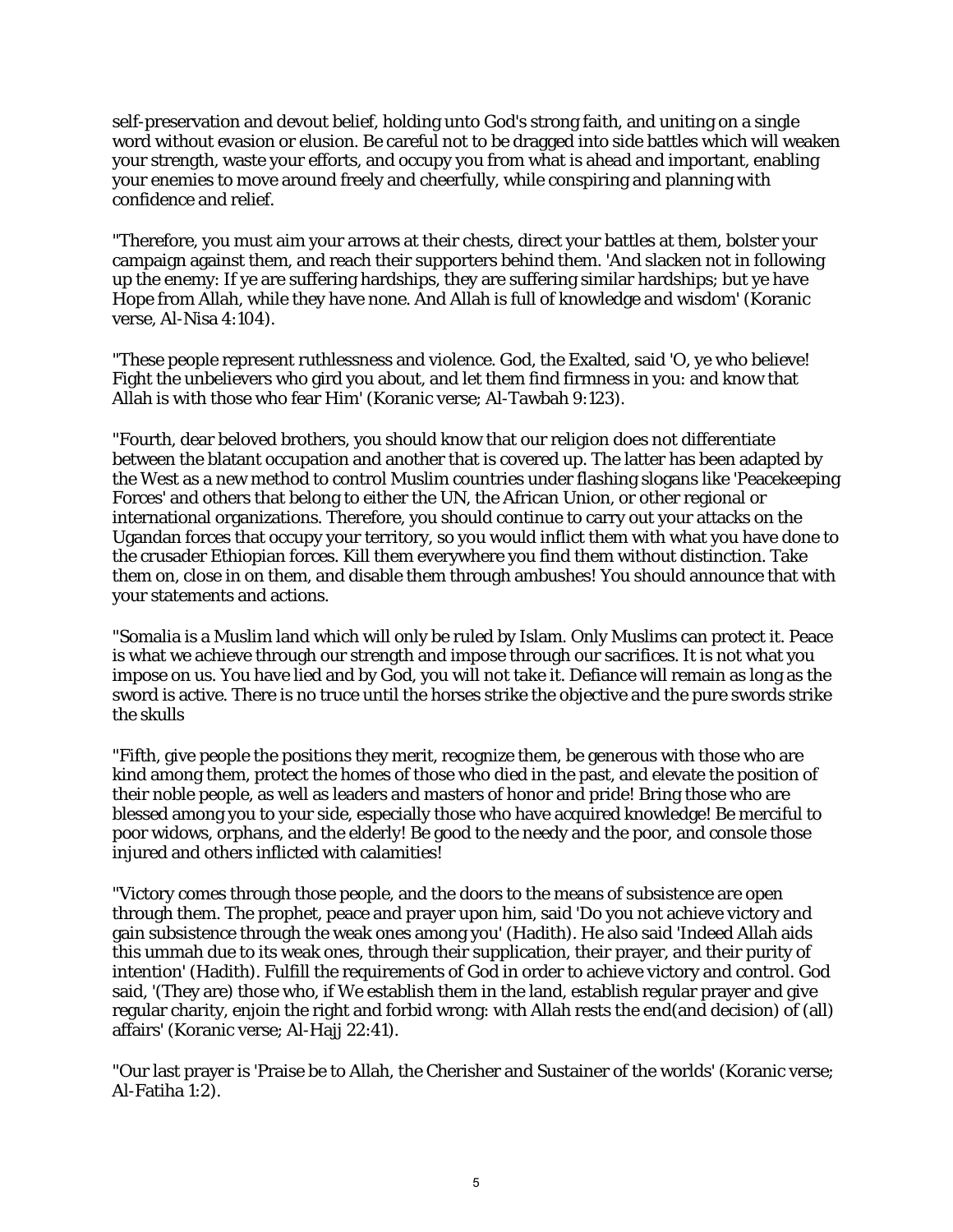self-preservation and devout belief, holding unto God's strong faith, and uniting on a single word without evasion or elusion. Be careful not to be dragged into side battles which will weaken your strength, waste your efforts, and occupy you from what is ahead and important, enabling your enemies to move around freely and cheerfully, while conspiring and planning with confidence and relief.

"Therefore, you must aim your arrows at their chests, direct your battles at them, bolster your campaign against them, and reach their supporters behind them. 'And slacken not in following up the enemy: If ye are suffering hardships, they are suffering similar hardships; but ye have Hope from Allah, while they have none. And Allah is full of knowledge and wisdom' (Koranic verse, Al-Nisa 4:104).

"These people represent ruthlessness and violence. God, the Exalted, said 'O, ye who believe! Fight the unbelievers who gird you about, and let them find firmness in you: and know that Allah is with those who fear Him' (Koranic verse; Al-Tawbah 9:123).

"Fourth, dear beloved brothers, you should know that our religion does not differentiate between the blatant occupation and another that is covered up. The latter has been adapted by the West as a new method to control Muslim countries under flashing slogans like 'Peacekeeping Forces' and others that belong to either the UN, the African Union, or other regional or international organizations. Therefore, you should continue to carry out your attacks on the Ugandan forces that occupy your territory, so you would inflict them with what you have done to the crusader Ethiopian forces. Kill them everywhere you find them without distinction. Take them on, close in on them, and disable them through ambushes! You should announce that with your statements and actions.

"Somalia is a Muslim land which will only be ruled by Islam. Only Muslims can protect it. Peace is what we achieve through our strength and impose through our sacrifices. It is not what you impose on us. You have lied and by God, you will not take it. Defiance will remain as long as the sword is active. There is no truce until the horses strike the objective and the pure swords strike the skulls

"Fifth, give people the positions they merit, recognize them, be generous with those who are kind among them, protect the homes of those who died in the past, and elevate the position of their noble people, as well as leaders and masters of honor and pride! Bring those who are blessed among you to your side, especially those who have acquired knowledge! Be merciful to poor widows, orphans, and the elderly! Be good to the needy and the poor, and console those injured and others inflicted with calamities!

"Victory comes through those people, and the doors to the means of subsistence are open through them. The prophet, peace and prayer upon him, said 'Do you not achieve victory and gain subsistence through the weak ones among you' (Hadith). He also said 'Indeed Allah aids this ummah due to its weak ones, through their supplication, their prayer, and their purity of intention' (Hadith). Fulfill the requirements of God in order to achieve victory and control. God said, '(They are) those who, if We establish them in the land, establish regular prayer and give regular charity, enjoin the right and forbid wrong: with Allah rests the end(and decision) of (all) affairs' (Koranic verse; Al-Hajj 22:41).

"Our last prayer is 'Praise be to Allah, the Cherisher and Sustainer of the worlds' (Koranic verse; Al-Fatiha 1:2).